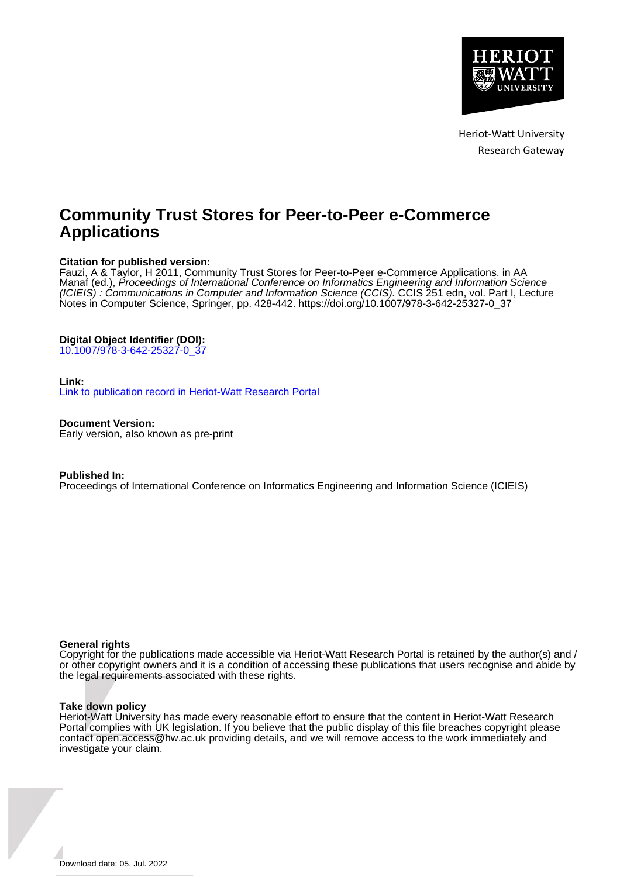Heriot-Watt University
Research Gateway

# Community Trust Stores for Peer-to-Peer e-Commerce Applications

**Citation for published version:**
Fauzi, A & Taylor, H 2011, Community Trust Stores for Peer-to-Peer e-Commerce Applications. in AA Manaf (ed.), *Proceedings of International Conference on Informatics Engineering and Information Science (ICIEIS) : Communications in Computer and Information Science (CCIS).* CCIS 251 edn, vol. Part I, Lecture Notes in Computer Science, Springer, pp. 428-442. https://doi.org/10.1007/978-3-642-25327-0_37

**Digital Object Identifier (DOI):**
10.1007/978-3-642-25327-0_37

**Link:**
Link to publication record in Heriot-Watt Research Portal

**Document Version:**
Early version, also known as pre-print

**Published In:**
Proceedings of International Conference on Informatics Engineering and Information Science (ICIEIS)

**General rights**
Copyright for the publications made accessible via Heriot-Watt Research Portal is retained by the author(s) and / or other copyright owners and it is a condition of accessing these publications that users recognise and abide by the legal requirements associated with these rights.

**Take down policy**
Heriot-Watt University has made every reasonable effort to ensure that the content in Heriot-Watt Research Portal complies with UK legislation. If you believe that the public display of this file breaches copyright please contact open.access@hw.ac.uk providing details, and we will remove access to the work immediately and investigate your claim.

Download date: 05. Jul. 2022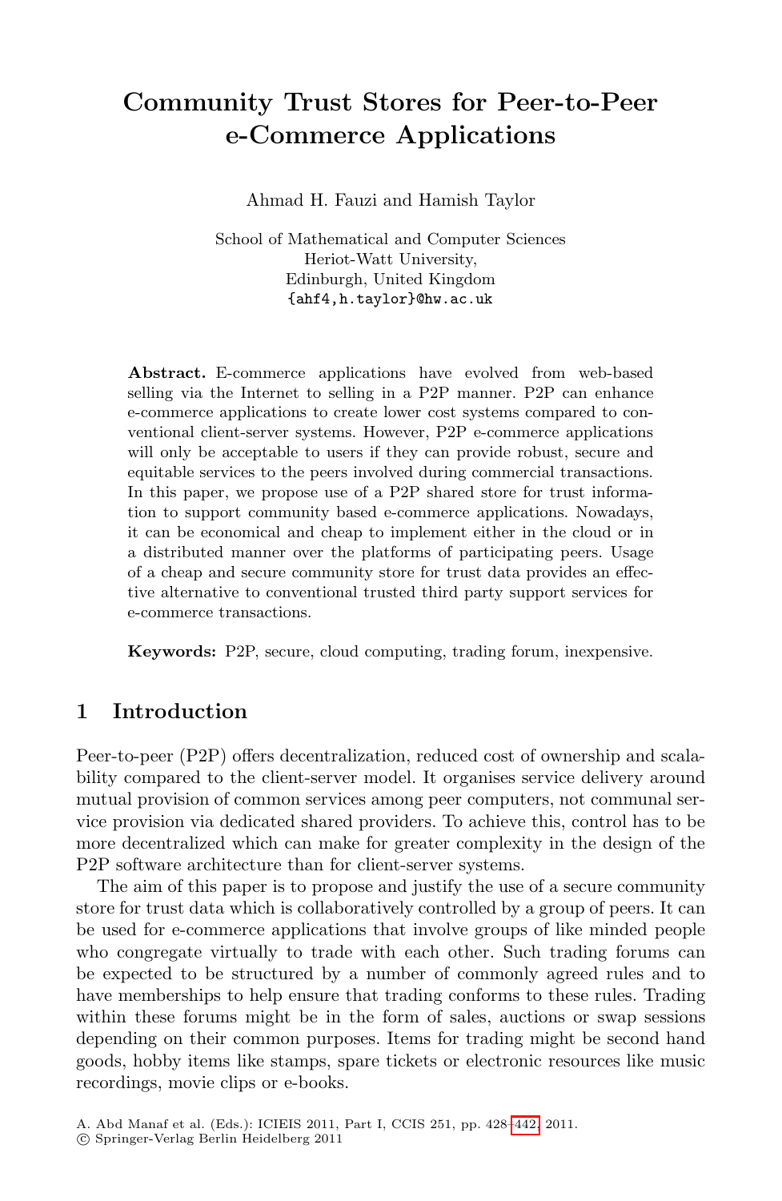# Community Trust Stores for Peer-to-Peer e-Commerce Applications

Ahmad H. Fauzi and Hamish Taylor

School of Mathematical and Computer Sciences
Heriot-Watt University,
Edinburgh, United Kingdom
{ahf4,h.taylor}@hw.ac.uk

**Abstract.** E-commerce applications have evolved from web-based selling via the Internet to selling in a P2P manner. P2P can enhance e-commerce applications to create lower cost systems compared to conventional client-server systems. However, P2P e-commerce applications will only be acceptable to users if they can provide robust, secure and equitable services to the peers involved during commercial transactions. In this paper, we propose use of a P2P shared store for trust information to support community based e-commerce applications. Nowadays, it can be economical and cheap to implement either in the cloud or in a distributed manner over the platforms of participating peers. Usage of a cheap and secure community store for trust data provides an effective alternative to conventional trusted third party support services for e-commerce transactions.

**Keywords:** P2P, secure, cloud computing, trading forum, inexpensive.

## 1 Introduction

Peer-to-peer (P2P) offers decentralization, reduced cost of ownership and scalability compared to the client-server model. It organises service delivery around mutual provision of common services among peer computers, not communal service provision via dedicated shared providers. To achieve this, control has to be more decentralized which can make for greater complexity in the design of the P2P software architecture than for client-server systems.

The aim of this paper is to propose and justify the use of a secure community store for trust data which is collaboratively controlled by a group of peers. It can be used for e-commerce applications that involve groups of like minded people who congregate virtually to trade with each other. Such trading forums can be expected to be structured by a number of commonly agreed rules and to have memberships to help ensure that trading conforms to these rules. Trading within these forums might be in the form of sales, auctions or swap sessions depending on their common purposes. Items for trading might be second hand goods, hobby items like stamps, spare tickets or electronic resources like music recordings, movie clips or e-books.

A. Abd Manaf et al. (Eds.): ICIEIS 2011, Part I, CCIS 251, pp. 428–442, 2011.
© Springer-Verlag Berlin Heidelberg 2011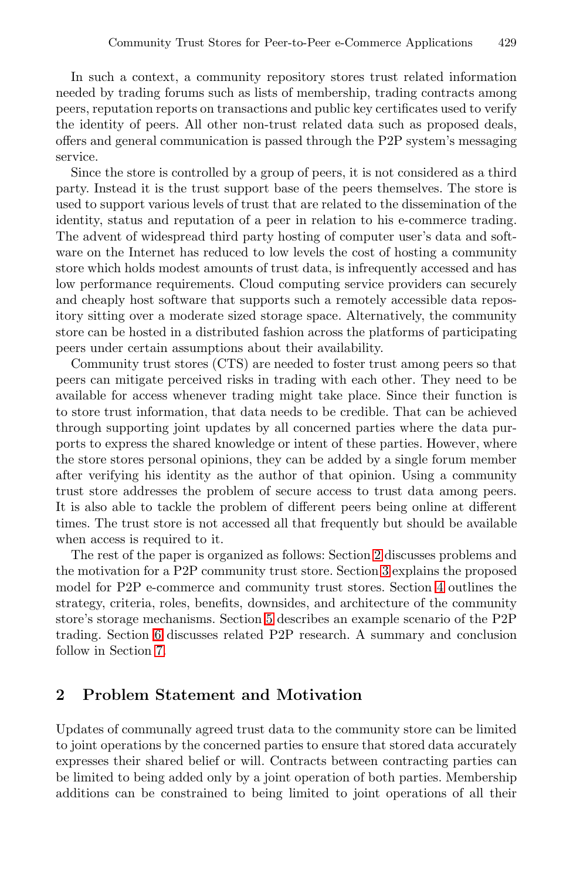In such a context, a community repository stores trust related information needed by trading forums such as lists of membership, trading contracts among peers, reputation reports on transactions and public key certificates used to verify the identity of peers. All other non-trust related data such as proposed deals, offers and general communication is passed through the P2P system's messaging service.

Since the store is controlled by a group of peers, it is not considered as a third party. Instead it is the trust support base of the peers themselves. The store is used to support various levels of trust that are related to the dissemination of the identity, status and reputation of a peer in relation to his e-commerce trading. The advent of widespread third party hosting of computer user's data and software on the Internet has reduced to low levels the cost of hosting a community store which holds modest amounts of trust data, is infrequently accessed and has low performance requirements. Cloud computing service providers can securely and cheaply host software that supports such a remotely accessible data repository sitting over a moderate sized storage space. Alternatively, the community store can be hosted in a distributed fashion across the platforms of participating peers under certain assumptions about their availability.

Community trust stores (CTS) are needed to foster trust among peers so that peers can mitigate perceived risks in trading with each other. They need to be available for access whenever trading might take place. Since their function is to store trust information, that data needs to be credible. That can be achieved through supporting joint updates by all concerned parties where the data purports to express the shared knowledge or intent of these parties. However, where the store stores personal opinions, they can be added by a single forum member after verifying his identity as the author of that opinion. Using a community trust store addresses the problem of secure access to trust data among peers. It is also able to tackle the problem of different peers being online at different times. The trust store is not accessed all that frequently but should be available when access is required to it.

The rest of the paper is organized as follows: Section 2 discusses problems and the motivation for a P2P community trust store. Section 3 explains the proposed model for P2P e-commerce and community trust stores. Section 4 outlines the strategy, criteria, roles, benefits, downsides, and architecture of the community store's storage mechanisms. Section 5 describes an example scenario of the P2P trading. Section 6 discusses related P2P research. A summary and conclusion follow in Section 7.

## 2 Problem Statement and Motivation

Updates of communally agreed trust data to the community store can be limited to joint operations by the concerned parties to ensure that stored data accurately expresses their shared belief or will. Contracts between contracting parties can be limited to being added only by a joint operation of both parties. Membership additions can be constrained to being limited to joint operations of all their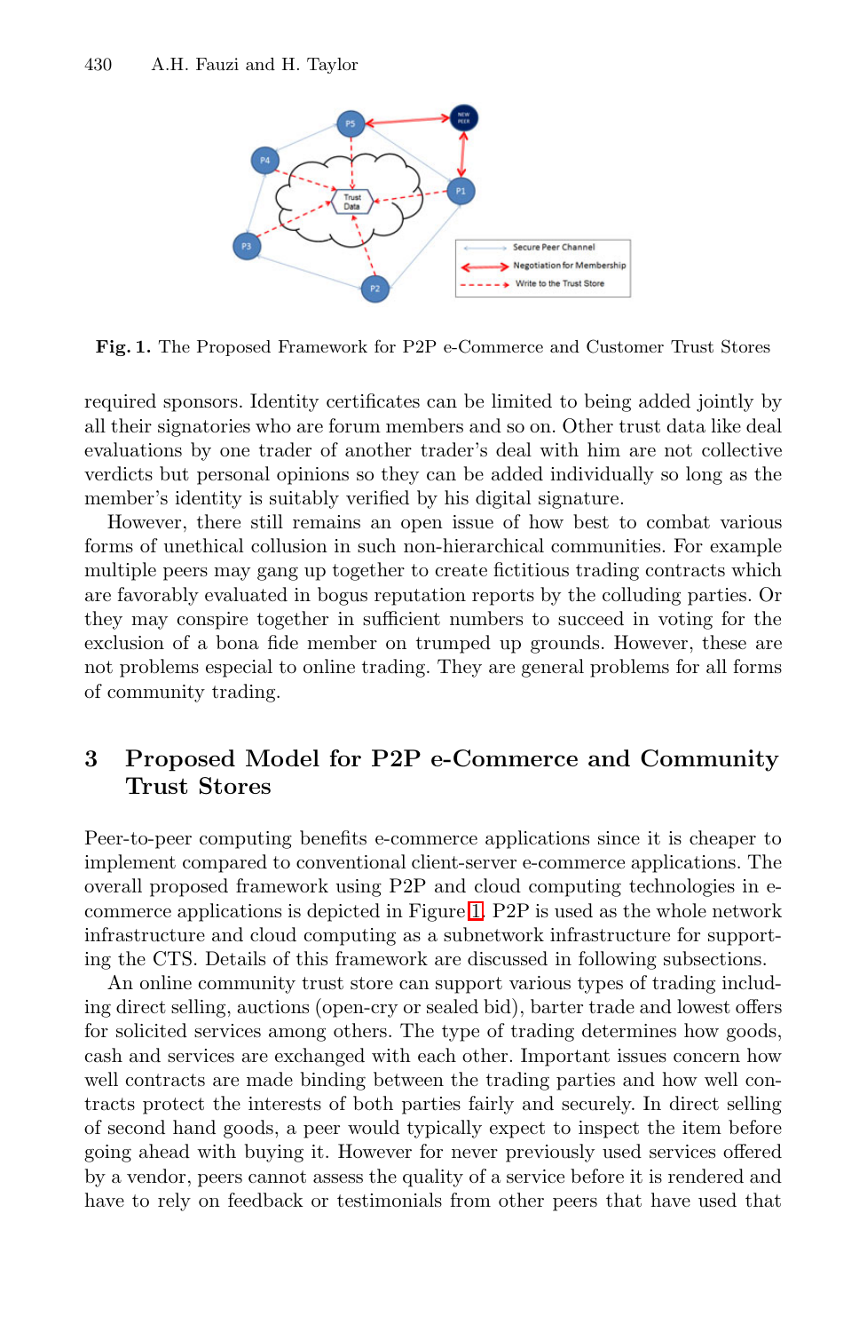Secure Peer Channel
Negotiation for Membership
Write to the Trust Store
Trust Data
P1
P2
P3
P4
P5
NEW PEER

**Fig. 1.** The Proposed Framework for P2P e-Commerce and Customer Trust Stores

required sponsors. Identity certificates can be limited to being added jointly by all their signatories who are forum members and so on. Other trust data like deal evaluations by one trader of another trader's deal with him are not collective verdicts but personal opinions so they can be added individually so long as the member's identity is suitably verified by his digital signature.

However, there still remains an open issue of how best to combat various forms of unethical collusion in such non-hierarchical communities. For example multiple peers may gang up together to create fictitious trading contracts which are favorably evaluated in bogus reputation reports by the colluding parties. Or they may conspire together in sufficient numbers to succeed in voting for the exclusion of a bona fide member on trumped up grounds. However, these are not problems especial to online trading. They are general problems for all forms of community trading.

## 3 Proposed Model for P2P e-Commerce and Community Trust Stores

Peer-to-peer computing benefits e-commerce applications since it is cheaper to implement compared to conventional client-server e-commerce applications. The overall proposed framework using P2P and cloud computing technologies in e-commerce applications is depicted in Figure 1. P2P is used as the whole network infrastructure and cloud computing as a subnetwork infrastructure for supporting the CTS. Details of this framework are discussed in following subsections.

An online community trust store can support various types of trading including direct selling, auctions (open-cry or sealed bid), barter trade and lowest offers for solicited services among others. The type of trading determines how goods, cash and services are exchanged with each other. Important issues concern how well contracts are made binding between the trading parties and how well contracts protect the interests of both parties fairly and securely. In direct selling of second hand goods, a peer would typically expect to inspect the item before going ahead with buying it. However for never previously used services offered by a vendor, peers cannot assess the quality of a service before it is rendered and have to rely on feedback or testimonials from other peers that have used that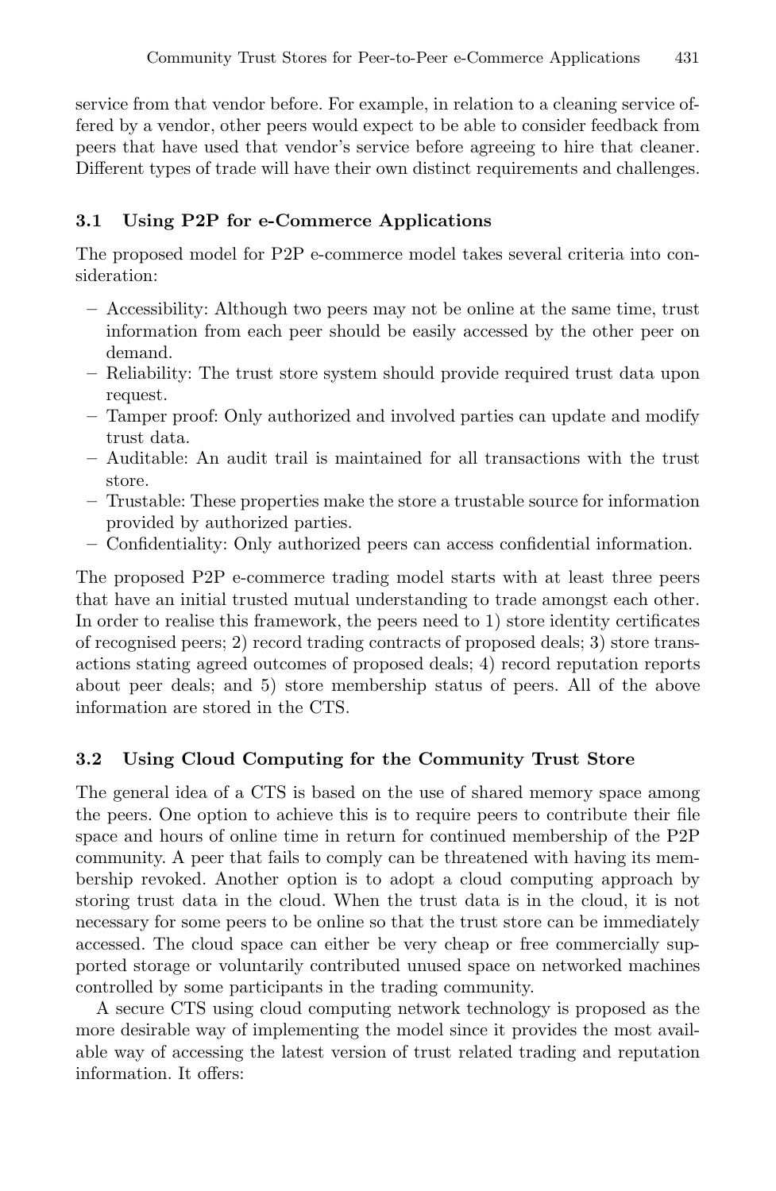service from that vendor before. For example, in relation to a cleaning service offered by a vendor, other peers would expect to be able to consider feedback from peers that have used that vendor's service before agreeing to hire that cleaner. Different types of trade will have their own distinct requirements and challenges.

### 3.1 Using P2P for e-Commerce Applications

The proposed model for P2P e-commerce model takes several criteria into consideration:

- Accessibility: Although two peers may not be online at the same time, trust information from each peer should be easily accessed by the other peer on demand.
- Reliability: The trust store system should provide required trust data upon request.
- Tamper proof: Only authorized and involved parties can update and modify trust data.
- Auditable: An audit trail is maintained for all transactions with the trust store.
- Trustable: These properties make the store a trustable source for information provided by authorized parties.
- Confidentiality: Only authorized peers can access confidential information.

The proposed P2P e-commerce trading model starts with at least three peers that have an initial trusted mutual understanding to trade amongst each other. In order to realise this framework, the peers need to 1) store identity certificates of recognised peers; 2) record trading contracts of proposed deals; 3) store transactions stating agreed outcomes of proposed deals; 4) record reputation reports about peer deals; and 5) store membership status of peers. All of the above information are stored in the CTS.

### 3.2 Using Cloud Computing for the Community Trust Store

The general idea of a CTS is based on the use of shared memory space among the peers. One option to achieve this is to require peers to contribute their file space and hours of online time in return for continued membership of the P2P community. A peer that fails to comply can be threatened with having its membership revoked. Another option is to adopt a cloud computing approach by storing trust data in the cloud. When the trust data is in the cloud, it is not necessary for some peers to be online so that the trust store can be immediately accessed. The cloud space can either be very cheap or free commercially supported storage or voluntarily contributed unused space on networked machines controlled by some participants in the trading community.

A secure CTS using cloud computing network technology is proposed as the more desirable way of implementing the model since it provides the most available way of accessing the latest version of trust related trading and reputation information. It offers: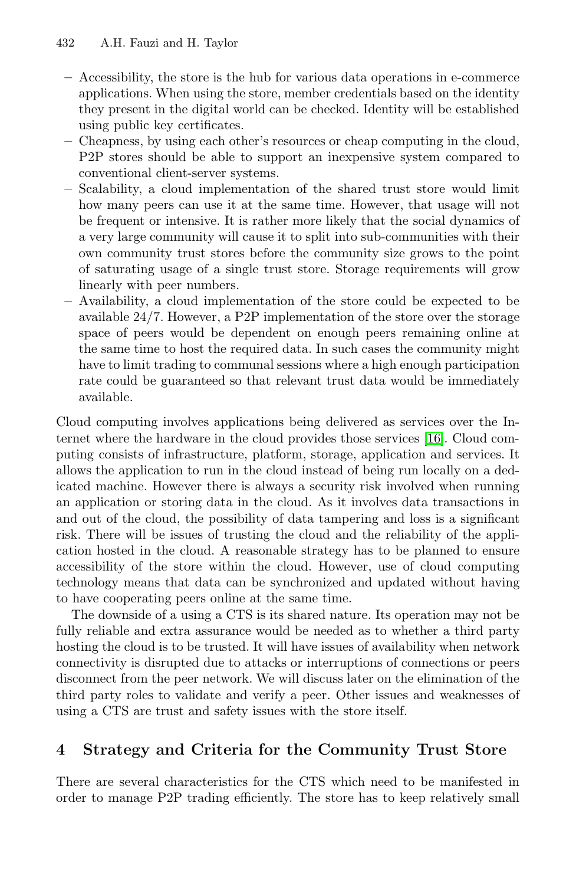- Accessibility, the store is the hub for various data operations in e-commerce applications. When using the store, member credentials based on the identity they present in the digital world can be checked. Identity will be established using public key certificates.
- Cheapness, by using each other's resources or cheap computing in the cloud, P2P stores should be able to support an inexpensive system compared to conventional client-server systems.
- Scalability, a cloud implementation of the shared trust store would limit how many peers can use it at the same time. However, that usage will not be frequent or intensive. It is rather more likely that the social dynamics of a very large community will cause it to split into sub-communities with their own community trust stores before the community size grows to the point of saturating usage of a single trust store. Storage requirements will grow linearly with peer numbers.
- Availability, a cloud implementation of the store could be expected to be available 24/7. However, a P2P implementation of the store over the storage space of peers would be dependent on enough peers remaining online at the same time to host the required data. In such cases the community might have to limit trading to communal sessions where a high enough participation rate could be guaranteed so that relevant trust data would be immediately available.

Cloud computing involves applications being delivered as services over the Internet where the hardware in the cloud provides those services [16]. Cloud computing consists of infrastructure, platform, storage, application and services. It allows the application to run in the cloud instead of being run locally on a dedicated machine. However there is always a security risk involved when running an application or storing data in the cloud. As it involves data transactions in and out of the cloud, the possibility of data tampering and loss is a significant risk. There will be issues of trusting the cloud and the reliability of the application hosted in the cloud. A reasonable strategy has to be planned to ensure accessibility of the store within the cloud. However, use of cloud computing technology means that data can be synchronized and updated without having to have cooperating peers online at the same time.

The downside of a using a CTS is its shared nature. Its operation may not be fully reliable and extra assurance would be needed as to whether a third party hosting the cloud is to be trusted. It will have issues of availability when network connectivity is disrupted due to attacks or interruptions of connections or peers disconnect from the peer network. We will discuss later on the elimination of the third party roles to validate and verify a peer. Other issues and weaknesses of using a CTS are trust and safety issues with the store itself.

## 4 Strategy and Criteria for the Community Trust Store

There are several characteristics for the CTS which need to be manifested in order to manage P2P trading efficiently. The store has to keep relatively small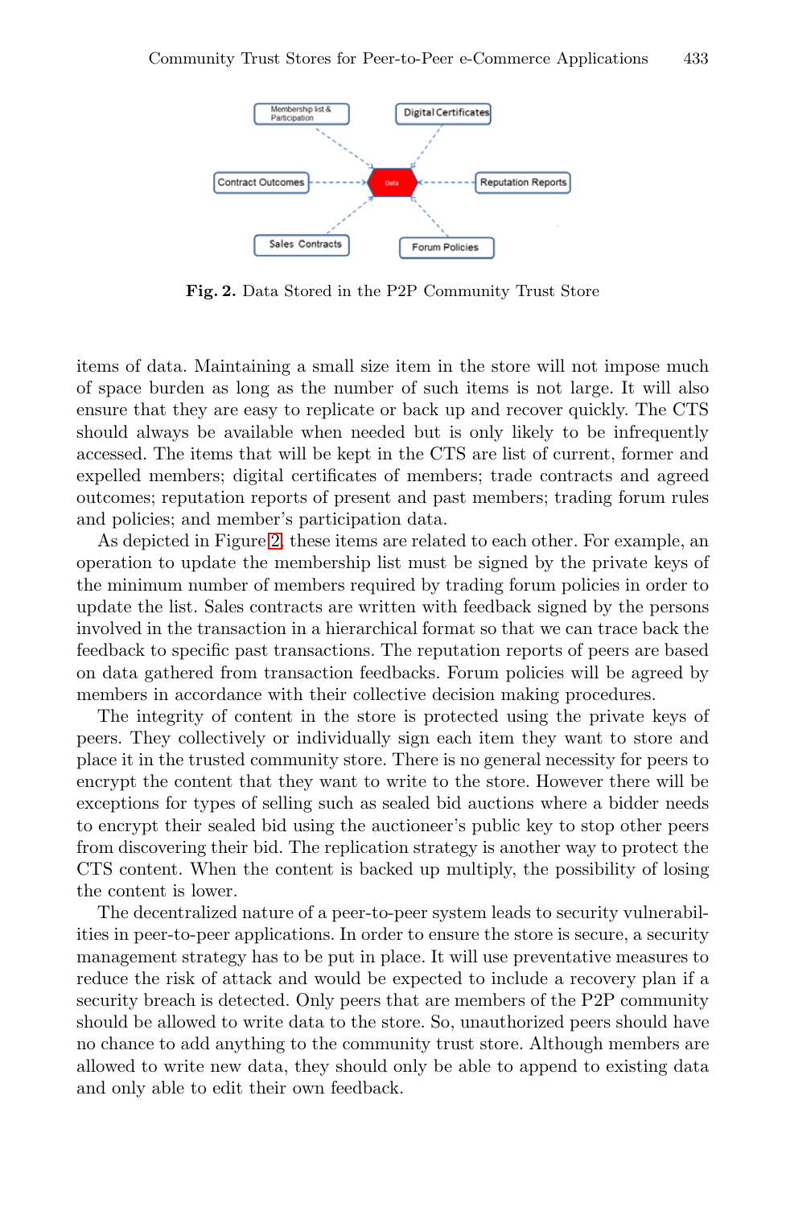**Fig. 2.** Data Stored in the P2P Community Trust Store

items of data. Maintaining a small size item in the store will not impose much of space burden as long as the number of such items is not large. It will also ensure that they are easy to replicate or back up and recover quickly. The CTS should always be available when needed but is only likely to be infrequently accessed. The items that will be kept in the CTS are list of current, former and expelled members; digital certificates of members; trade contracts and agreed outcomes; reputation reports of present and past members; trading forum rules and policies; and member's participation data.

As depicted in Figure 2, these items are related to each other. For example, an operation to update the membership list must be signed by the private keys of the minimum number of members required by trading forum policies in order to update the list. Sales contracts are written with feedback signed by the persons involved in the transaction in a hierarchical format so that we can trace back the feedback to specific past transactions. The reputation reports of peers are based on data gathered from transaction feedbacks. Forum policies will be agreed by members in accordance with their collective decision making procedures.

The integrity of content in the store is protected using the private keys of peers. They collectively or individually sign each item they want to store and place it in the trusted community store. There is no general necessity for peers to encrypt the content that they want to write to the store. However there will be exceptions for types of selling such as sealed bid auctions where a bidder needs to encrypt their sealed bid using the auctioneer's public key to stop other peers from discovering their bid. The replication strategy is another way to protect the CTS content. When the content is backed up multiply, the possibility of losing the content is lower.

The decentralized nature of a peer-to-peer system leads to security vulnerabilities in peer-to-peer applications. In order to ensure the store is secure, a security management strategy has to be put in place. It will use preventative measures to reduce the risk of attack and would be expected to include a recovery plan if a security breach is detected. Only peers that are members of the P2P community should be allowed to write data to the store. So, unauthorized peers should have no chance to add anything to the community trust store. Although members are allowed to write new data, they should only be able to append to existing data and only able to edit their own feedback.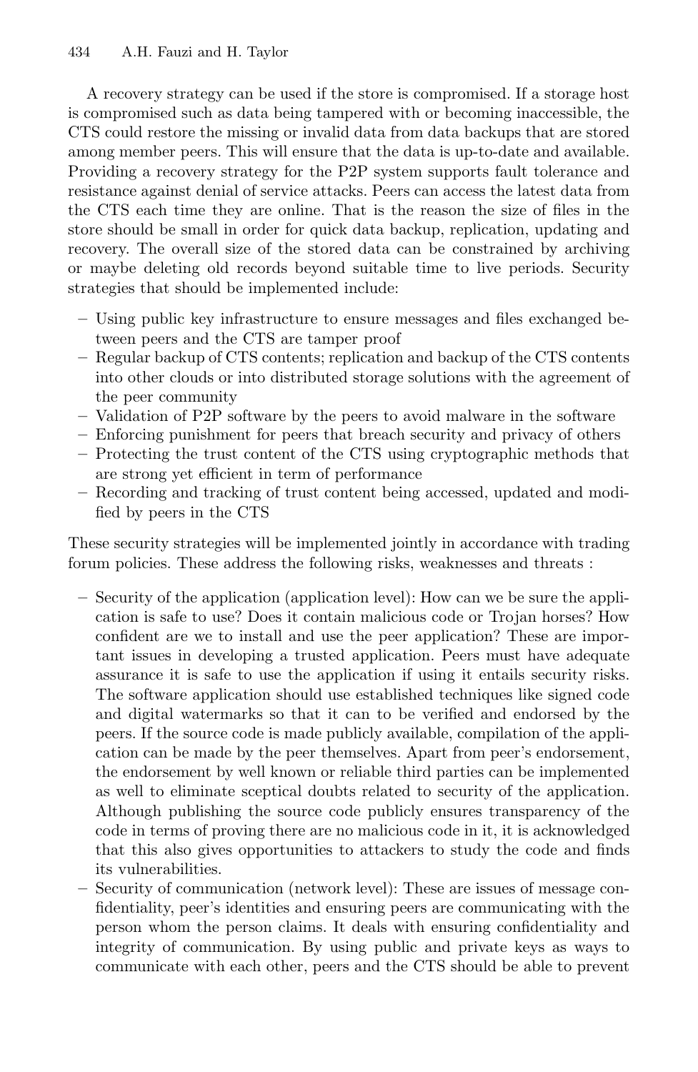A recovery strategy can be used if the store is compromised. If a storage host is compromised such as data being tampered with or becoming inaccessible, the CTS could restore the missing or invalid data from data backups that are stored among member peers. This will ensure that the data is up-to-date and available. Providing a recovery strategy for the P2P system supports fault tolerance and resistance against denial of service attacks. Peers can access the latest data from the CTS each time they are online. That is the reason the size of files in the store should be small in order for quick data backup, replication, updating and recovery. The overall size of the stored data can be constrained by archiving or maybe deleting old records beyond suitable time to live periods. Security strategies that should be implemented include:

- Using public key infrastructure to ensure messages and files exchanged between peers and the CTS are tamper proof
- Regular backup of CTS contents; replication and backup of the CTS contents into other clouds or into distributed storage solutions with the agreement of the peer community
- Validation of P2P software by the peers to avoid malware in the software
- Enforcing punishment for peers that breach security and privacy of others
- Protecting the trust content of the CTS using cryptographic methods that are strong yet efficient in term of performance
- Recording and tracking of trust content being accessed, updated and modified by peers in the CTS

These security strategies will be implemented jointly in accordance with trading forum policies. These address the following risks, weaknesses and threats :

- Security of the application (application level): How can we be sure the application is safe to use? Does it contain malicious code or Trojan horses? How confident are we to install and use the peer application? These are important issues in developing a trusted application. Peers must have adequate assurance it is safe to use the application if using it entails security risks. The software application should use established techniques like signed code and digital watermarks so that it can to be verified and endorsed by the peers. If the source code is made publicly available, compilation of the application can be made by the peer themselves. Apart from peer's endorsement, the endorsement by well known or reliable third parties can be implemented as well to eliminate sceptical doubts related to security of the application. Although publishing the source code publicly ensures transparency of the code in terms of proving there are no malicious code in it, it is acknowledged that this also gives opportunities to attackers to study the code and finds its vulnerabilities.
- Security of communication (network level): These are issues of message confidentiality, peer's identities and ensuring peers are communicating with the person whom the person claims. It deals with ensuring confidentiality and integrity of communication. By using public and private keys as ways to communicate with each other, peers and the CTS should be able to prevent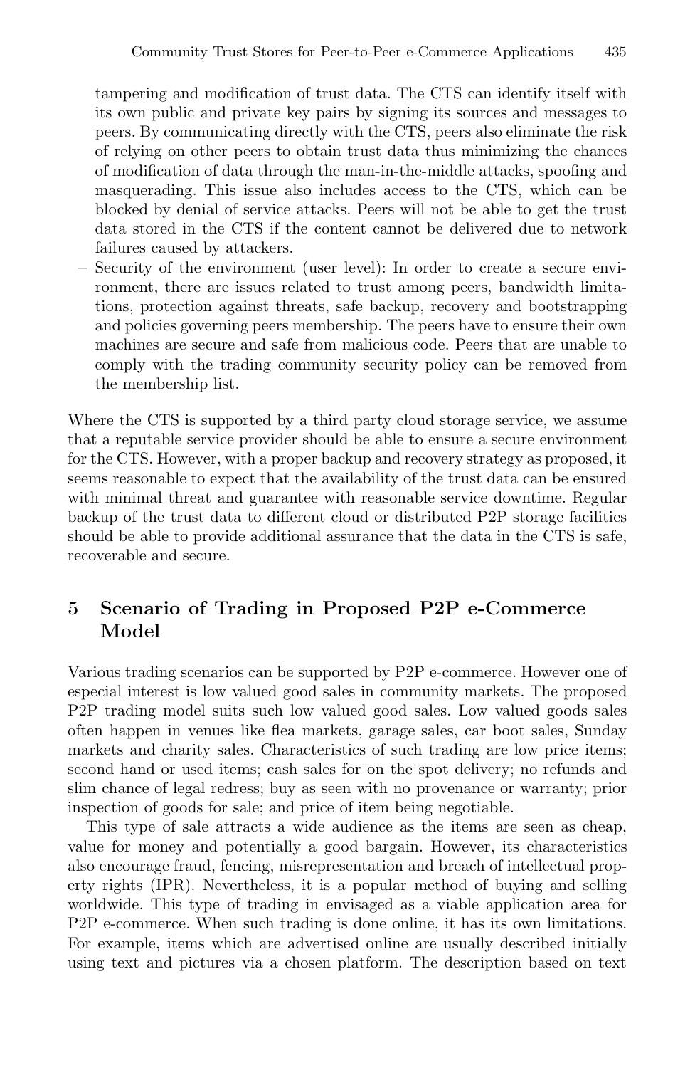tampering and modification of trust data. The CTS can identify itself with its own public and private key pairs by signing its sources and messages to peers. By communicating directly with the CTS, peers also eliminate the risk of relying on other peers to obtain trust data thus minimizing the chances of modification of data through the man-in-the-middle attacks, spoofing and masquerading. This issue also includes access to the CTS, which can be blocked by denial of service attacks. Peers will not be able to get the trust data stored in the CTS if the content cannot be delivered due to network failures caused by attackers.
- Security of the environment (user level): In order to create a secure environment, there are issues related to trust among peers, bandwidth limitations, protection against threats, safe backup, recovery and bootstrapping and policies governing peers membership. The peers have to ensure their own machines are secure and safe from malicious code. Peers that are unable to comply with the trading community security policy can be removed from the membership list.

Where the CTS is supported by a third party cloud storage service, we assume that a reputable service provider should be able to ensure a secure environment for the CTS. However, with a proper backup and recovery strategy as proposed, it seems reasonable to expect that the availability of the trust data can be ensured with minimal threat and guarantee with reasonable service downtime. Regular backup of the trust data to different cloud or distributed P2P storage facilities should be able to provide additional assurance that the data in the CTS is safe, recoverable and secure.

## 5 Scenario of Trading in Proposed P2P e-Commerce Model

Various trading scenarios can be supported by P2P e-commerce. However one of especial interest is low valued good sales in community markets. The proposed P2P trading model suits such low valued good sales. Low valued goods sales often happen in venues like flea markets, garage sales, car boot sales, Sunday markets and charity sales. Characteristics of such trading are low price items; second hand or used items; cash sales for on the spot delivery; no refunds and slim chance of legal redress; buy as seen with no provenance or warranty; prior inspection of goods for sale; and price of item being negotiable.

This type of sale attracts a wide audience as the items are seen as cheap, value for money and potentially a good bargain. However, its characteristics also encourage fraud, fencing, misrepresentation and breach of intellectual property rights (IPR). Nevertheless, it is a popular method of buying and selling worldwide. This type of trading in envisaged as a viable application area for P2P e-commerce. When such trading is done online, it has its own limitations. For example, items which are advertised online are usually described initially using text and pictures via a chosen platform. The description based on text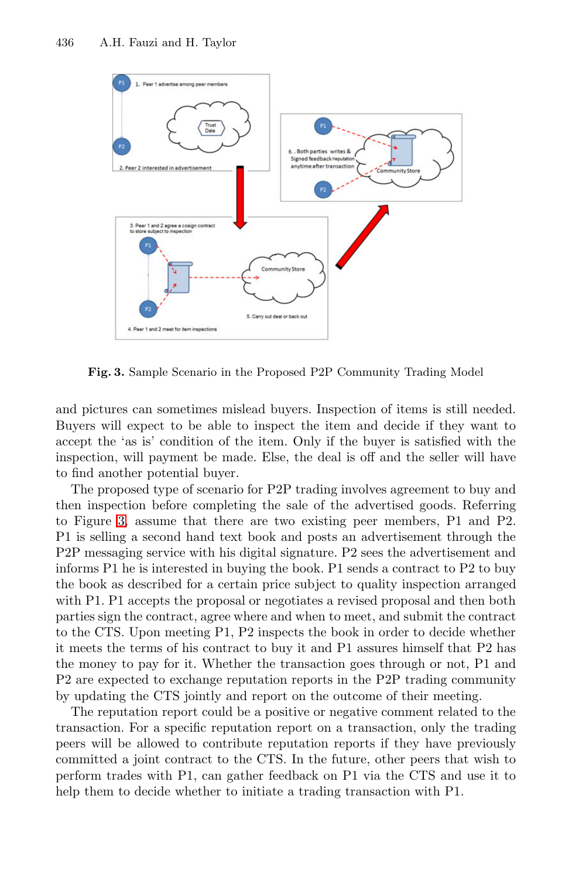**Fig. 3.** Sample Scenario in the Proposed P2P Community Trading Model

and pictures can sometimes mislead buyers. Inspection of items is still needed. Buyers will expect to be able to inspect the item and decide if they want to accept the 'as is' condition of the item. Only if the buyer is satisfied with the inspection, will payment be made. Else, the deal is off and the seller will have to find another potential buyer.

The proposed type of scenario for P2P trading involves agreement to buy and then inspection before completing the sale of the advertised goods. Referring to Figure 3, assume that there are two existing peer members, P1 and P2. P1 is selling a second hand text book and posts an advertisement through the P2P messaging service with his digital signature. P2 sees the advertisement and informs P1 he is interested in buying the book. P1 sends a contract to P2 to buy the book as described for a certain price subject to quality inspection arranged with P1. P1 accepts the proposal or negotiates a revised proposal and then both parties sign the contract, agree where and when to meet, and submit the contract to the CTS. Upon meeting P1, P2 inspects the book in order to decide whether it meets the terms of his contract to buy it and P1 assures himself that P2 has the money to pay for it. Whether the transaction goes through or not, P1 and P2 are expected to exchange reputation reports in the P2P trading community by updating the CTS jointly and report on the outcome of their meeting.

The reputation report could be a positive or negative comment related to the transaction. For a specific reputation report on a transaction, only the trading peers will be allowed to contribute reputation reports if they have previously committed a joint contract to the CTS. In the future, other peers that wish to perform trades with P1, can gather feedback on P1 via the CTS and use it to help them to decide whether to initiate a trading transaction with P1.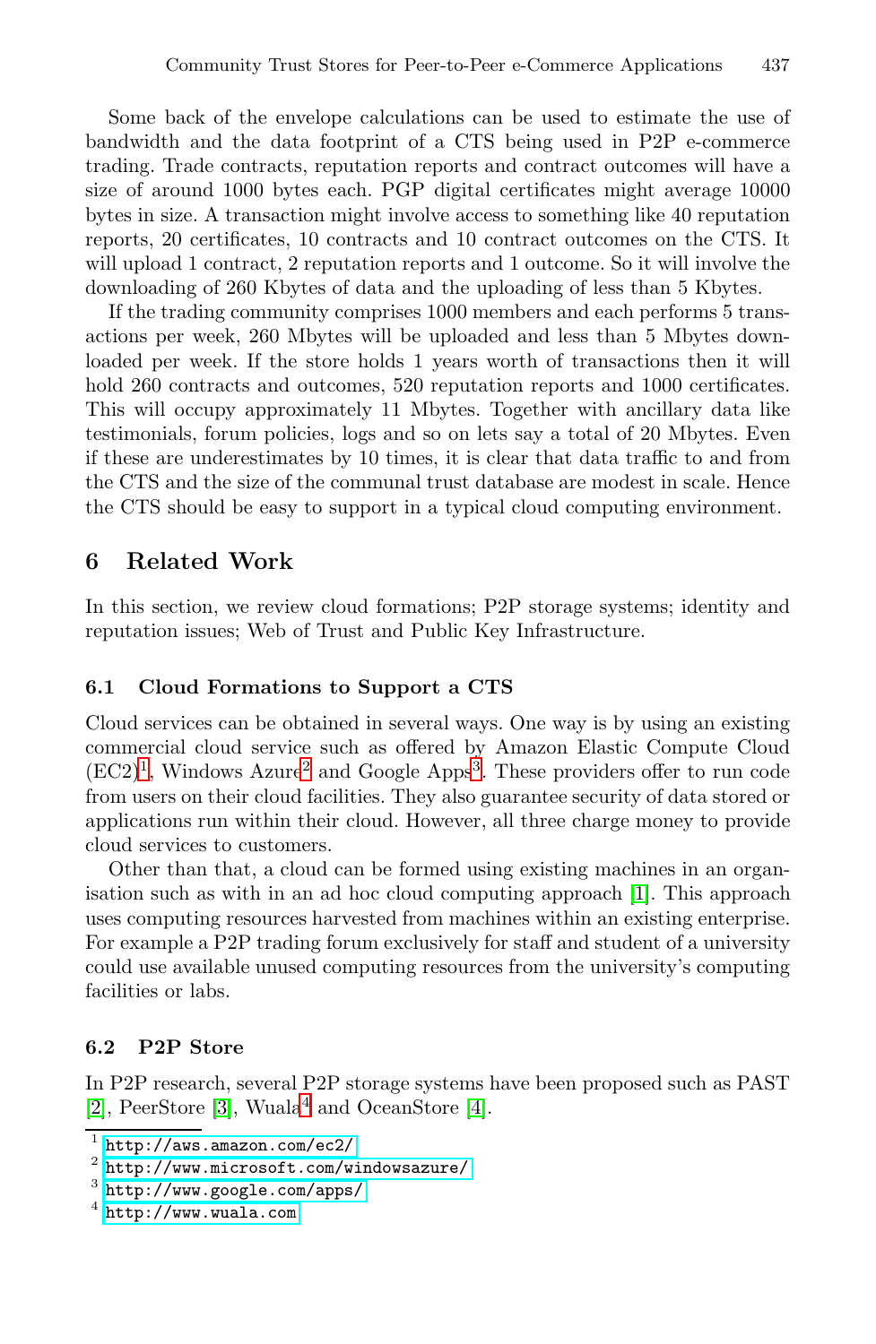Some back of the envelope calculations can be used to estimate the use of bandwidth and the data footprint of a CTS being used in P2P e-commerce trading. Trade contracts, reputation reports and contract outcomes will have a size of around 1000 bytes each. PGP digital certificates might average 10000 bytes in size. A transaction might involve access to something like 40 reputation reports, 20 certificates, 10 contracts and 10 contract outcomes on the CTS. It will upload 1 contract, 2 reputation reports and 1 outcome. So it will involve the downloading of 260 Kbytes of data and the uploading of less than 5 Kbytes.

If the trading community comprises 1000 members and each performs 5 transactions per week, 260 Mbytes will be uploaded and less than 5 Mbytes downloaded per week. If the store holds 1 years worth of transactions then it will hold 260 contracts and outcomes, 520 reputation reports and 1000 certificates. This will occupy approximately 11 Mbytes. Together with ancillary data like testimonials, forum policies, logs and so on lets say a total of 20 Mbytes. Even if these are underestimates by 10 times, it is clear that data traffic to and from the CTS and the size of the communal trust database are modest in scale. Hence the CTS should be easy to support in a typical cloud computing environment.

## 6 Related Work

In this section, we review cloud formations; P2P storage systems; identity and reputation issues; Web of Trust and Public Key Infrastructure.

### 6.1 Cloud Formations to Support a CTS

Cloud services can be obtained in several ways. One way is by using an existing commercial cloud service such as offered by Amazon Elastic Compute Cloud (EC2)[1], Windows Azure[2] and Google Apps[3]. These providers offer to run code from users on their cloud facilities. They also guarantee security of data stored or applications run within their cloud. However, all three charge money to provide cloud services to customers.

Other than that, a cloud can be formed using existing machines in an organisation such as with in an ad hoc cloud computing approach [1]. This approach uses computing resources harvested from machines within an existing enterprise. For example a P2P trading forum exclusively for staff and student of a university could use available unused computing resources from the university's computing facilities or labs.

### 6.2 P2P Store

In P2P research, several P2P storage systems have been proposed such as PAST [2], PeerStore [3], Wuala[4] and OceanStore [4].

---

1 http://aws.amazon.com/ec2/
2 http://www.microsoft.com/windowsazure/
3 http://www.google.com/apps/
4 http://www.wuala.com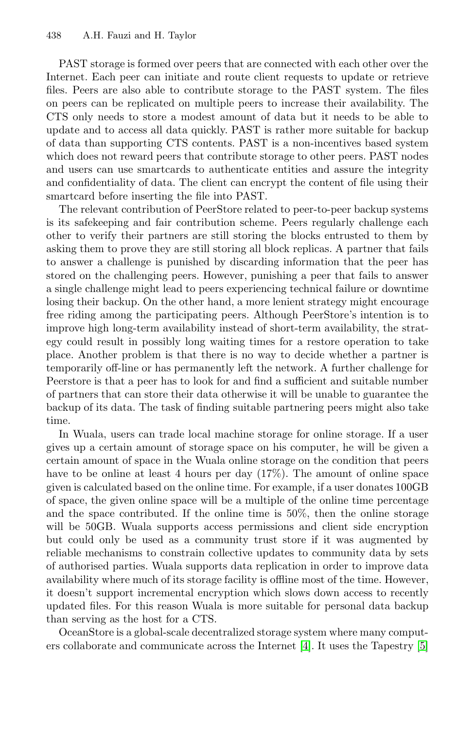PAST storage is formed over peers that are connected with each other over the Internet. Each peer can initiate and route client requests to update or retrieve files. Peers are also able to contribute storage to the PAST system. The files on peers can be replicated on multiple peers to increase their availability. The CTS only needs to store a modest amount of data but it needs to be able to update and to access all data quickly. PAST is rather more suitable for backup of data than supporting CTS contents. PAST is a non-incentives based system which does not reward peers that contribute storage to other peers. PAST nodes and users can use smartcards to authenticate entities and assure the integrity and confidentiality of data. The client can encrypt the content of file using their smartcard before inserting the file into PAST.

The relevant contribution of PeerStore related to peer-to-peer backup systems is its safekeeping and fair contribution scheme. Peers regularly challenge each other to verify their partners are still storing the blocks entrusted to them by asking them to prove they are still storing all block replicas. A partner that fails to answer a challenge is punished by discarding information that the peer has stored on the challenging peers. However, punishing a peer that fails to answer a single challenge might lead to peers experiencing technical failure or downtime losing their backup. On the other hand, a more lenient strategy might encourage free riding among the participating peers. Although PeerStore's intention is to improve high long-term availability instead of short-term availability, the strategy could result in possibly long waiting times for a restore operation to take place. Another problem is that there is no way to decide whether a partner is temporarily off-line or has permanently left the network. A further challenge for Peerstore is that a peer has to look for and find a sufficient and suitable number of partners that can store their data otherwise it will be unable to guarantee the backup of its data. The task of finding suitable partnering peers might also take time.

In Wuala, users can trade local machine storage for online storage. If a user gives up a certain amount of storage space on his computer, he will be given a certain amount of space in the Wuala online storage on the condition that peers have to be online at least 4 hours per day (17%). The amount of online space given is calculated based on the online time. For example, if a user donates 100GB of space, the given online space will be a multiple of the online time percentage and the space contributed. If the online time is 50%, then the online storage will be 50GB. Wuala supports access permissions and client side encryption but could only be used as a community trust store if it was augmented by reliable mechanisms to constrain collective updates to community data by sets of authorised parties. Wuala supports data replication in order to improve data availability where much of its storage facility is offline most of the time. However, it doesn't support incremental encryption which slows down access to recently updated files. For this reason Wuala is more suitable for personal data backup than serving as the host for a CTS.

OceanStore is a global-scale decentralized storage system where many computers collaborate and communicate across the Internet [4]. It uses the Tapestry [5]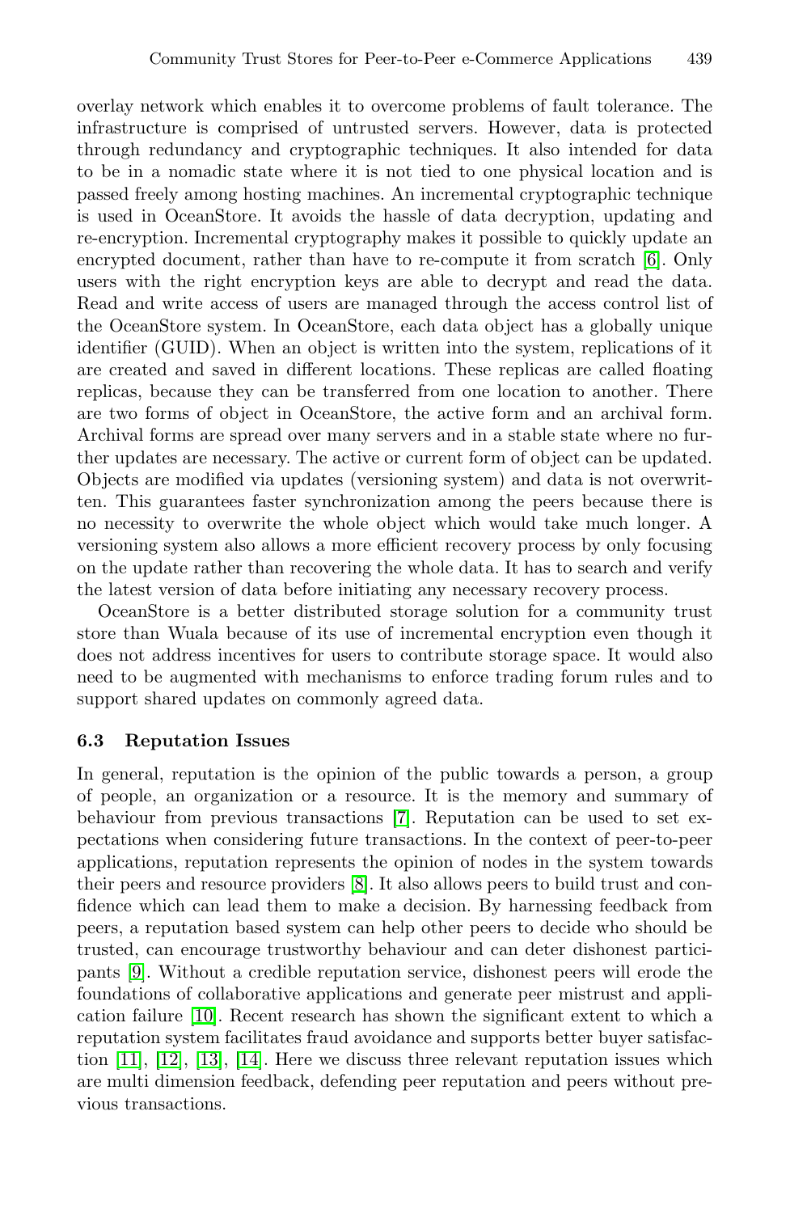overlay network which enables it to overcome problems of fault tolerance. The infrastructure is comprised of untrusted servers. However, data is protected through redundancy and cryptographic techniques. It also intended for data to be in a nomadic state where it is not tied to one physical location and is passed freely among hosting machines. An incremental cryptographic technique is used in OceanStore. It avoids the hassle of data decryption, updating and re-encryption. Incremental cryptography makes it possible to quickly update an encrypted document, rather than have to re-compute it from scratch [6]. Only users with the right encryption keys are able to decrypt and read the data. Read and write access of users are managed through the access control list of the OceanStore system. In OceanStore, each data object has a globally unique identifier (GUID). When an object is written into the system, replications of it are created and saved in different locations. These replicas are called floating replicas, because they can be transferred from one location to another. There are two forms of object in OceanStore, the active form and an archival form. Archival forms are spread over many servers and in a stable state where no further updates are necessary. The active or current form of object can be updated. Objects are modified via updates (versioning system) and data is not overwritten. This guarantees faster synchronization among the peers because there is no necessity to overwrite the whole object which would take much longer. A versioning system also allows a more efficient recovery process by only focusing on the update rather than recovering the whole data. It has to search and verify the latest version of data before initiating any necessary recovery process.

OceanStore is a better distributed storage solution for a community trust store than Wuala because of its use of incremental encryption even though it does not address incentives for users to contribute storage space. It would also need to be augmented with mechanisms to enforce trading forum rules and to support shared updates on commonly agreed data.

### 6.3 Reputation Issues

In general, reputation is the opinion of the public towards a person, a group of people, an organization or a resource. It is the memory and summary of behaviour from previous transactions [7]. Reputation can be used to set expectations when considering future transactions. In the context of peer-to-peer applications, reputation represents the opinion of nodes in the system towards their peers and resource providers [8]. It also allows peers to build trust and confidence which can lead them to make a decision. By harnessing feedback from peers, a reputation based system can help other peers to decide who should be trusted, can encourage trustworthy behaviour and can deter dishonest participants [9]. Without a credible reputation service, dishonest peers will erode the foundations of collaborative applications and generate peer mistrust and application failure [10]. Recent research has shown the significant extent to which a reputation system facilitates fraud avoidance and supports better buyer satisfaction [11], [12], [13], [14]. Here we discuss three relevant reputation issues which are multi dimension feedback, defending peer reputation and peers without previous transactions.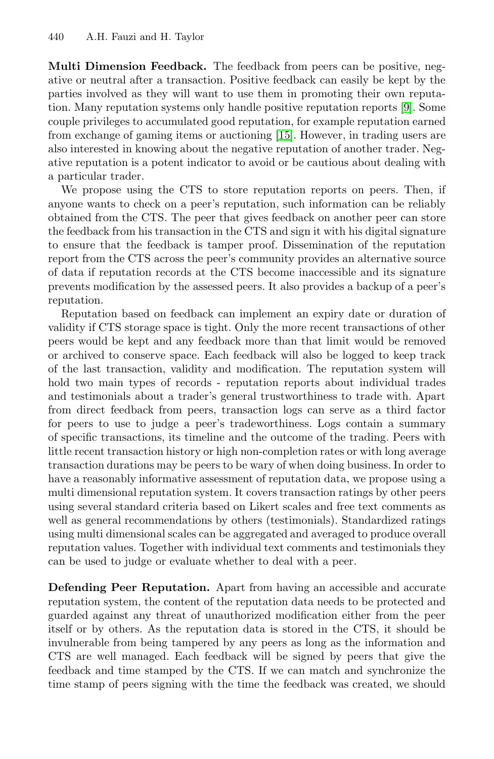**Multi Dimension Feedback.** The feedback from peers can be positive, negative or neutral after a transaction. Positive feedback can easily be kept by the parties involved as they will want to use them in promoting their own reputation. Many reputation systems only handle positive reputation reports [9]. Some couple privileges to accumulated good reputation, for example reputation earned from exchange of gaming items or auctioning [15]. However, in trading users are also interested in knowing about the negative reputation of another trader. Negative reputation is a potent indicator to avoid or be cautious about dealing with a particular trader.

We propose using the CTS to store reputation reports on peers. Then, if anyone wants to check on a peer's reputation, such information can be reliably obtained from the CTS. The peer that gives feedback on another peer can store the feedback from his transaction in the CTS and sign it with his digital signature to ensure that the feedback is tamper proof. Dissemination of the reputation report from the CTS across the peer's community provides an alternative source of data if reputation records at the CTS become inaccessible and its signature prevents modification by the assessed peers. It also provides a backup of a peer's reputation.

Reputation based on feedback can implement an expiry date or duration of validity if CTS storage space is tight. Only the more recent transactions of other peers would be kept and any feedback more than that limit would be removed or archived to conserve space. Each feedback will also be logged to keep track of the last transaction, validity and modification. The reputation system will hold two main types of records - reputation reports about individual trades and testimonials about a trader's general trustworthiness to trade with. Apart from direct feedback from peers, transaction logs can serve as a third factor for peers to use to judge a peer's tradeworthiness. Logs contain a summary of specific transactions, its timeline and the outcome of the trading. Peers with little recent transaction history or high non-completion rates or with long average transaction durations may be peers to be wary of when doing business. In order to have a reasonably informative assessment of reputation data, we propose using a multi dimensional reputation system. It covers transaction ratings by other peers using several standard criteria based on Likert scales and free text comments as well as general recommendations by others (testimonials). Standardized ratings using multi dimensional scales can be aggregated and averaged to produce overall reputation values. Together with individual text comments and testimonials they can be used to judge or evaluate whether to deal with a peer.

**Defending Peer Reputation.** Apart from having an accessible and accurate reputation system, the content of the reputation data needs to be protected and guarded against any threat of unauthorized modification either from the peer itself or by others. As the reputation data is stored in the CTS, it should be invulnerable from being tampered by any peers as long as the information and CTS are well managed. Each feedback will be signed by peers that give the feedback and time stamped by the CTS. If we can match and synchronize the time stamp of peers signing with the time the feedback was created, we should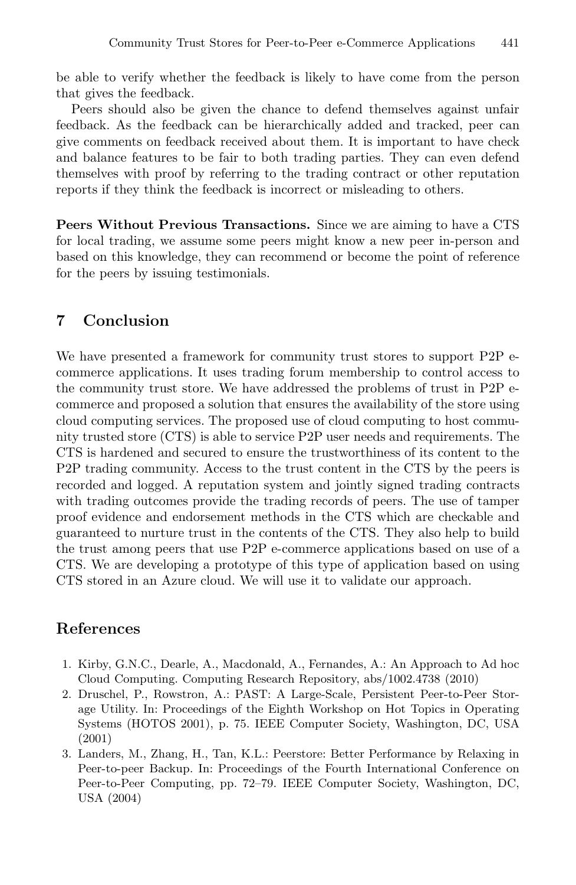be able to verify whether the feedback is likely to have come from the person that gives the feedback.

Peers should also be given the chance to defend themselves against unfair feedback. As the feedback can be hierarchically added and tracked, peer can give comments on feedback received about them. It is important to have check and balance features to be fair to both trading parties. They can even defend themselves with proof by referring to the trading contract or other reputation reports if they think the feedback is incorrect or misleading to others.

**Peers Without Previous Transactions.** Since we are aiming to have a CTS for local trading, we assume some peers might know a new peer in-person and based on this knowledge, they can recommend or become the point of reference for the peers by issuing testimonials.

## 7 Conclusion

We have presented a framework for community trust stores to support P2P e-commerce applications. It uses trading forum membership to control access to the community trust store. We have addressed the problems of trust in P2P e-commerce and proposed a solution that ensures the availability of the store using cloud computing services. The proposed use of cloud computing to host community trusted store (CTS) is able to service P2P user needs and requirements. The CTS is hardened and secured to ensure the trustworthiness of its content to the P2P trading community. Access to the trust content in the CTS by the peers is recorded and logged. A reputation system and jointly signed trading contracts with trading outcomes provide the trading records of peers. The use of tamper proof evidence and endorsement methods in the CTS which are checkable and guaranteed to nurture trust in the contents of the CTS. They also help to build the trust among peers that use P2P e-commerce applications based on use of a CTS. We are developing a prototype of this type of application based on using CTS stored in an Azure cloud. We will use it to validate our approach.

## References

1. Kirby, G.N.C., Dearle, A., Macdonald, A., Fernandes, A.: An Approach to Ad hoc Cloud Computing. Computing Research Repository, abs/1002.4738 (2010)
2. Druschel, P., Rowstron, A.: PAST: A Large-Scale, Persistent Peer-to-Peer Storage Utility. In: Proceedings of the Eighth Workshop on Hot Topics in Operating Systems (HOTOS 2001), p. 75. IEEE Computer Society, Washington, DC, USA (2001)
3. Landers, M., Zhang, H., Tan, K.L.: Peerstore: Better Performance by Relaxing in Peer-to-peer Backup. In: Proceedings of the Fourth International Conference on Peer-to-Peer Computing, pp. 72–79. IEEE Computer Society, Washington, DC, USA (2004)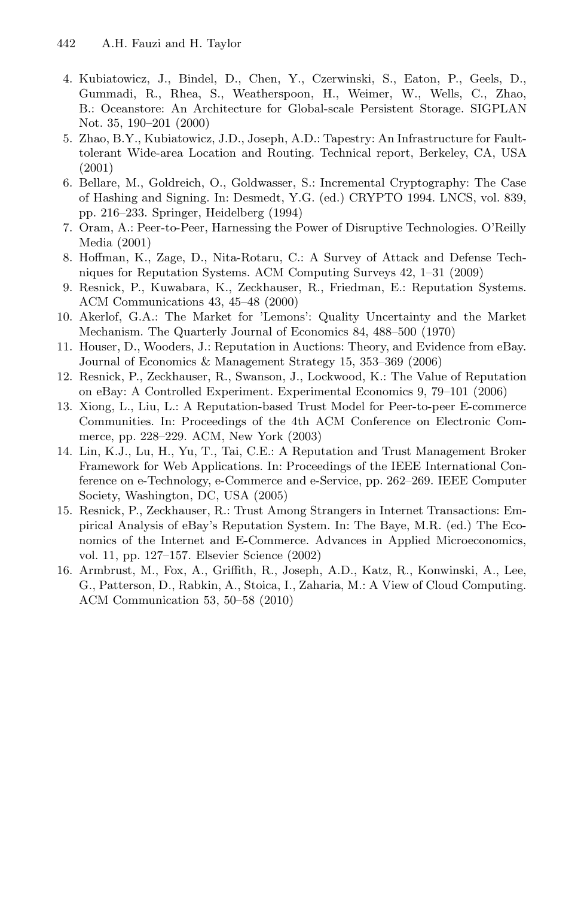4. Kubiatowicz, J., Bindel, D., Chen, Y., Czerwinski, S., Eaton, P., Geels, D., Gummadi, R., Rhea, S., Weatherspoon, H., Weimer, W., Wells, C., Zhao, B.: Oceanstore: An Architecture for Global-scale Persistent Storage. SIGPLAN Not. 35, 190–201 (2000)
5. Zhao, B.Y., Kubiatowicz, J.D., Joseph, A.D.: Tapestry: An Infrastructure for Fault-tolerant Wide-area Location and Routing. Technical report, Berkeley, CA, USA (2001)
6. Bellare, M., Goldreich, O., Goldwasser, S.: Incremental Cryptography: The Case of Hashing and Signing. In: Desmedt, Y.G. (ed.) CRYPTO 1994. LNCS, vol. 839, pp. 216–233. Springer, Heidelberg (1994)
7. Oram, A.: Peer-to-Peer, Harnessing the Power of Disruptive Technologies. O'Reilly Media (2001)
8. Hoffman, K., Zage, D., Nita-Rotaru, C.: A Survey of Attack and Defense Techniques for Reputation Systems. ACM Computing Surveys 42, 1–31 (2009)
9. Resnick, P., Kuwabara, K., Zeckhauser, R., Friedman, E.: Reputation Systems. ACM Communications 43, 45–48 (2000)
10. Akerlof, G.A.: The Market for 'Lemons': Quality Uncertainty and the Market Mechanism. The Quarterly Journal of Economics 84, 488–500 (1970)
11. Houser, D., Wooders, J.: Reputation in Auctions: Theory, and Evidence from eBay. Journal of Economics & Management Strategy 15, 353–369 (2006)
12. Resnick, P., Zeckhauser, R., Swanson, J., Lockwood, K.: The Value of Reputation on eBay: A Controlled Experiment. Experimental Economics 9, 79–101 (2006)
13. Xiong, L., Liu, L.: A Reputation-based Trust Model for Peer-to-peer E-commerce Communities. In: Proceedings of the 4th ACM Conference on Electronic Commerce, pp. 228–229. ACM, New York (2003)
14. Lin, K.J., Lu, H., Yu, T., Tai, C.E.: A Reputation and Trust Management Broker Framework for Web Applications. In: Proceedings of the IEEE International Conference on e-Technology, e-Commerce and e-Service, pp. 262–269. IEEE Computer Society, Washington, DC, USA (2005)
15. Resnick, P., Zeckhauser, R.: Trust Among Strangers in Internet Transactions: Empirical Analysis of eBay's Reputation System. In: The Baye, M.R. (ed.) The Economics of the Internet and E-Commerce. Advances in Applied Microeconomics, vol. 11, pp. 127–157. Elsevier Science (2002)
16. Armbrust, M., Fox, A., Griffith, R., Joseph, A.D., Katz, R., Konwinski, A., Lee, G., Patterson, D., Rabkin, A., Stoica, I., Zaharia, M.: A View of Cloud Computing. ACM Communication 53, 50–58 (2010)